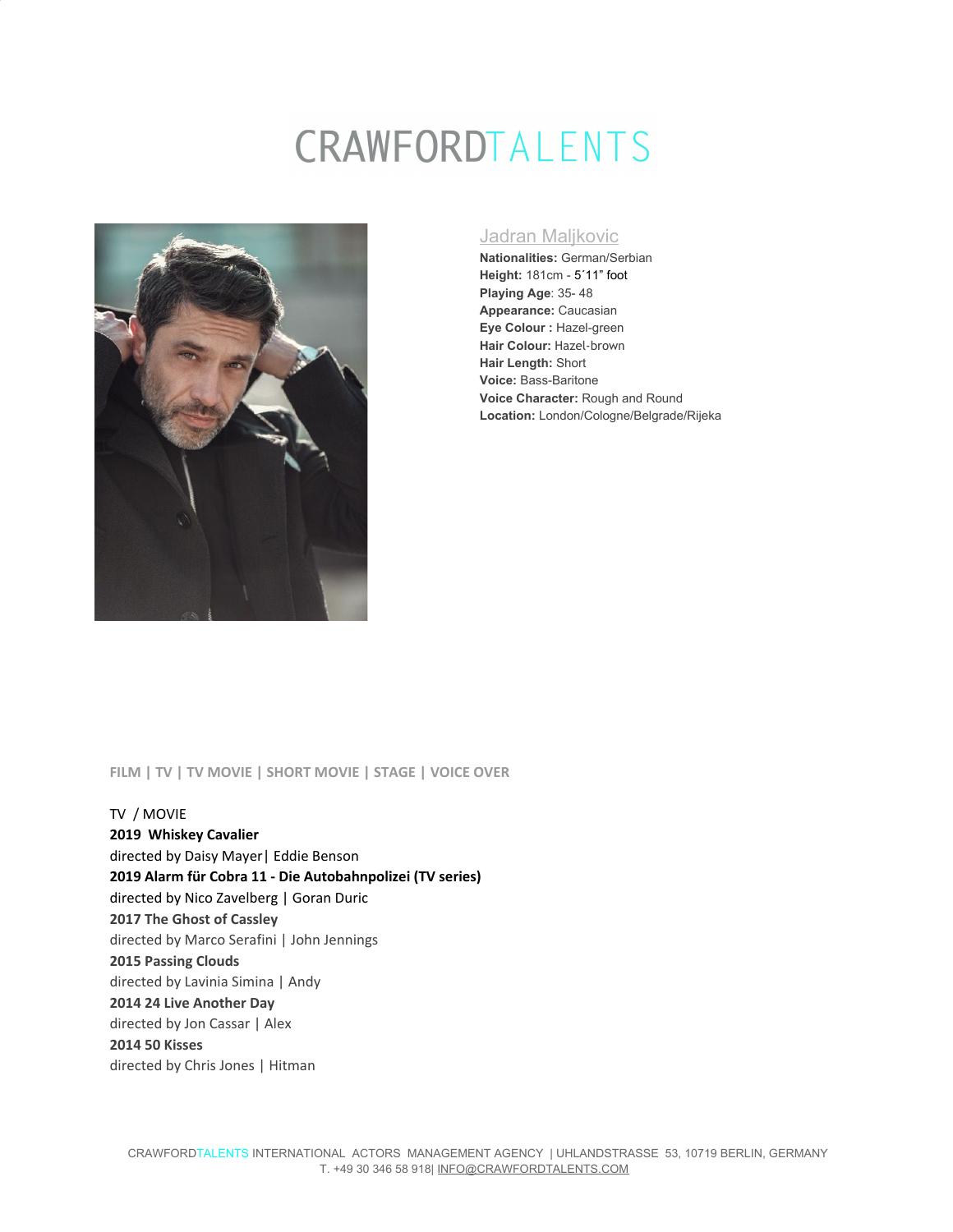# CRAWFORDTALENTS

## Jadran Maljkovic

**Nationalities:** German/Serbian
**Height:** 181cm - 5´11" foot
**Playing Age**: 35- 48
**Appearance:** Caucasian
**Eye Colour :** Hazel-green
**Hair Colour:** Hazel-brown
**Hair Length:** Short
**Voice:** Bass-Baritone
**Voice Character:** Rough and Round
**Location:** London/Cologne/Belgrade/Rijeka

**FILM | TV | TV MOVIE | SHORT MOVIE | STAGE | VOICE OVER**

TV / MOVIE

**2019 Whiskey Cavalier**
directed by Daisy Mayer| Eddie Benson

**2019 Alarm für Cobra 11 - Die Autobahnpolizei (TV series)**
directed by Nico Zavelberg | Goran Duric

**2017 The Ghost of Cassley**
directed by Marco Serafini | John Jennings

**2015 Passing Clouds**
directed by Lavinia Simina | Andy

**2014 24 Live Another Day**
directed by Jon Cassar | Alex

**2014 50 Kisses**
directed by Chris Jones | Hitman

CRAWFORDTALENTS INTERNATIONAL ACTORS MANAGEMENT AGENCY | UHLANDSTRASSE 53, 10719 BERLIN, GERMANY
T. +49 30 346 58 918| INFO@CRAWFORDTALENTS.COM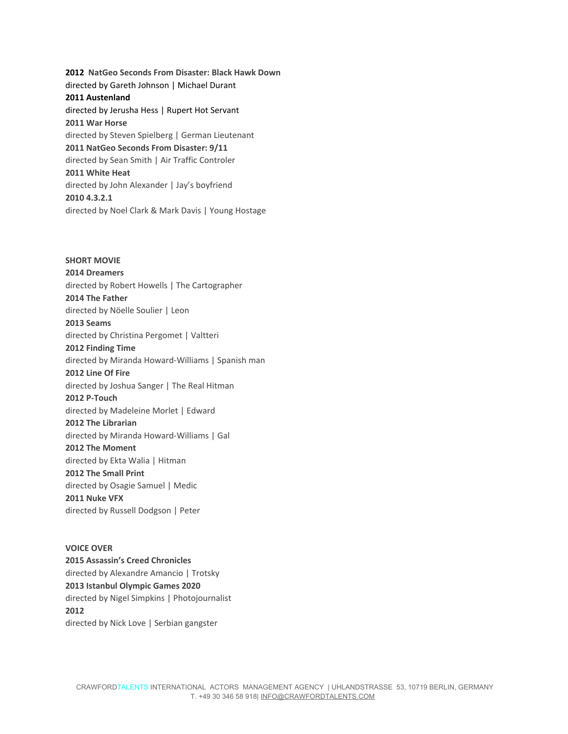**2012 NatGeo Seconds From Disaster: Black Hawk Down**
directed by Gareth Johnson | Michael Durant
**2011 Austenland**
directed by Jerusha Hess | Rupert Hot Servant
**2011 War Horse**
directed by Steven Spielberg | German Lieutenant
**2011 NatGeo Seconds From Disaster: 9/11**
directed by Sean Smith | Air Traffic Controler
**2011 White Heat**
directed by John Alexander | Jay's boyfriend
**2010 4.3.2.1**
directed by Noel Clark & Mark Davis | Young Hostage

**SHORT MOVIE**
**2014 Dreamers**
directed by Robert Howells | The Cartographer
**2014 The Father**
directed by Nöelle Soulier | Leon
**2013 Seams**
directed by Christina Pergomet | Valtteri
**2012 Finding Time**
directed by Miranda Howard-Williams | Spanish man
**2012 Line Of Fire**
directed by Joshua Sanger | The Real Hitman
**2012 P-Touch**
directed by Madeleine Morlet | Edward
**2012 The Librarian**
directed by Miranda Howard-Williams | Gal
**2012 The Moment**
directed by Ekta Walia | Hitman
**2012 The Small Print**
directed by Osagie Samuel | Medic
**2011 Nuke VFX**
directed by Russell Dodgson | Peter

**VOICE OVER**
**2015 Assassin's Creed Chronicles**
directed by Alexandre Amancio | Trotsky
**2013 Istanbul Olympic Games 2020**
directed by Nigel Simpkins | Photojournalist
**2012**
directed by Nick Love | Serbian gangster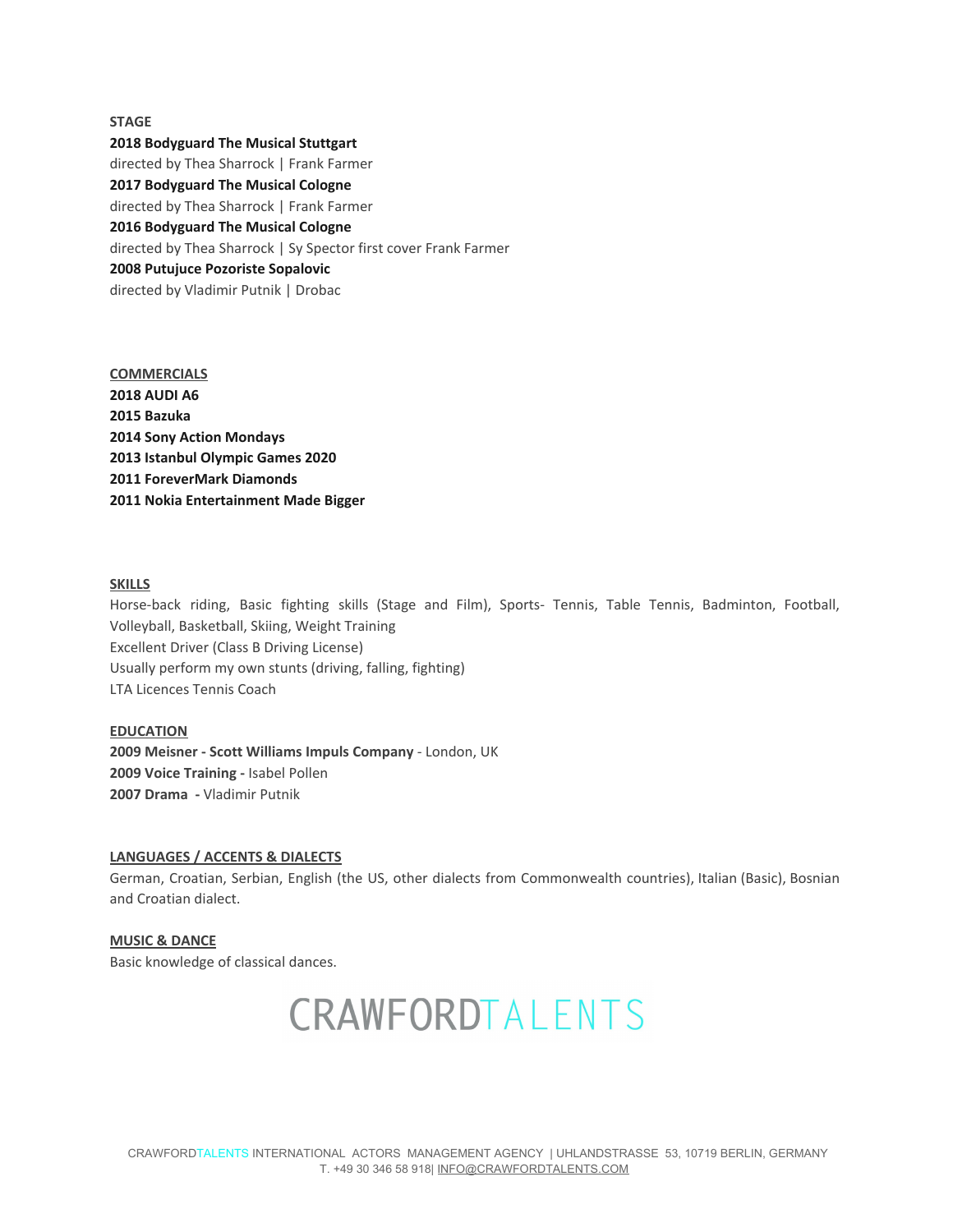## STAGE

**2018 Bodyguard The Musical Stuttgart**
directed by Thea Sharrock | Frank Farmer
**2017 Bodyguard The Musical Cologne**
directed by Thea Sharrock | Frank Farmer
**2016 Bodyguard The Musical Cologne**
directed by Thea Sharrock | Sy Spector first cover Frank Farmer
**2008 Putujuce Pozoriste Sopalovic**
directed by Vladimir Putnik | Drobac

## COMMERCIALS

**2018 AUDI A6**
**2015 Bazuka**
**2014 Sony Action Mondays**
**2013 Istanbul Olympic Games 2020**
**2011 ForeverMark Diamonds**
**2011 Nokia Entertainment Made Bigger**

## SKILLS

Horse-back riding, Basic fighting skills (Stage and Film), Sports- Tennis, Table Tennis, Badminton, Football, Volleyball, Basketball, Skiing, Weight Training
Excellent Driver (Class B Driving License)
Usually perform my own stunts (driving, falling, fighting)
LTA Licences Tennis Coach

## EDUCATION

**2009 Meisner - Scott Williams Impuls Company** - London, UK
**2009 Voice Training -** Isabel Pollen
**2007 Drama -** Vladimir Putnik

## LANGUAGES / ACCENTS & DIALECTS

German, Croatian, Serbian, English (the US, other dialects from Commonwealth countries), Italian (Basic), Bosnian and Croatian dialect.

## MUSIC & DANCE

Basic knowledge of classical dances.

CRAWFORDTALENTS

CRAWFORDTALENTS INTERNATIONAL ACTORS MANAGEMENT AGENCY | UHLANDSTRASSE 53, 10719 BERLIN, GERMANY
T. +49 30 346 58 918| INFO@CRAWFORDTALENTS.COM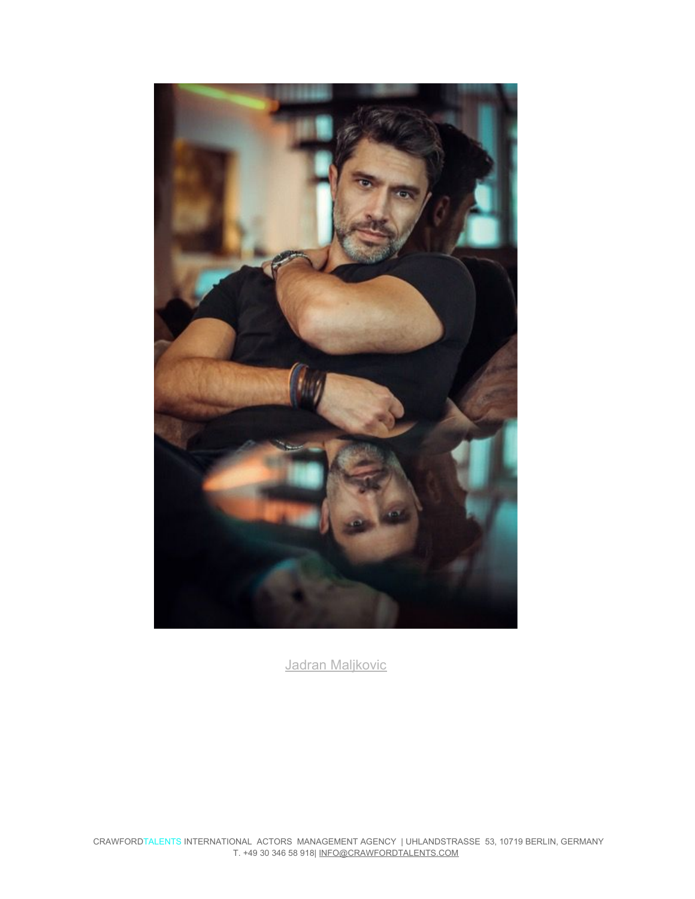Jadran Maljkovic